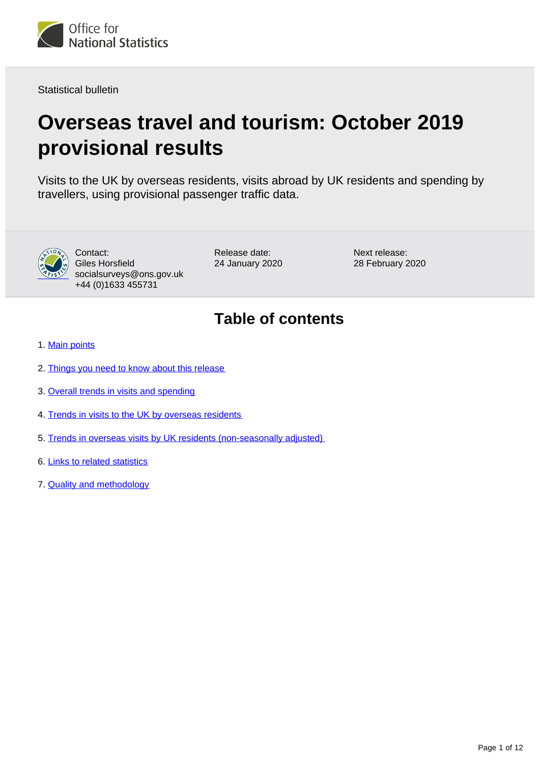Statistical bulletin

# Overseas travel and tourism: October 2019 provisional results

Visits to the UK by overseas residents, visits abroad by UK residents and spending by travellers, using provisional passenger traffic data.

Contact:
Giles Horsfield
socialsurveys@ons.gov.uk
+44 (0)1633 455731

Release date:
24 January 2020

Next release:
28 February 2020

## Table of contents

1. Main points
2. Things you need to know about this release
3. Overall trends in visits and spending
4. Trends in visits to the UK by overseas residents
5. Trends in overseas visits by UK residents (non-seasonally adjusted)
6. Links to related statistics
7. Quality and methodology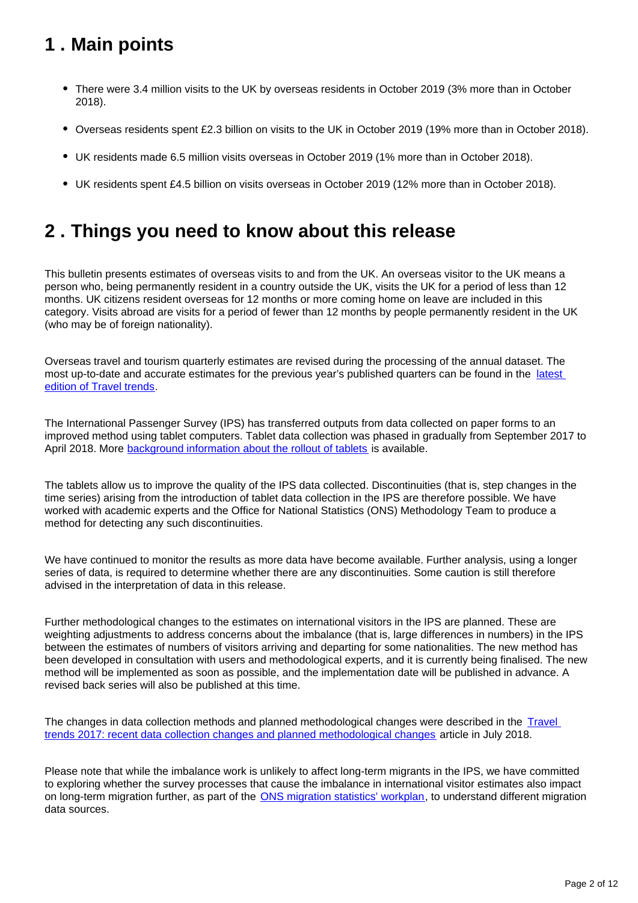## 1 . Main points

- There were 3.4 million visits to the UK by overseas residents in October 2019 (3% more than in October 2018).
- Overseas residents spent £2.3 billion on visits to the UK in October 2019 (19% more than in October 2018).
- UK residents made 6.5 million visits overseas in October 2019 (1% more than in October 2018).
- UK residents spent £4.5 billion on visits overseas in October 2019 (12% more than in October 2018).

## 2 . Things you need to know about this release

This bulletin presents estimates of overseas visits to and from the UK. An overseas visitor to the UK means a person who, being permanently resident in a country outside the UK, visits the UK for a period of less than 12 months. UK citizens resident overseas for 12 months or more coming home on leave are included in this category. Visits abroad are visits for a period of fewer than 12 months by people permanently resident in the UK (who may be of foreign nationality).

Overseas travel and tourism quarterly estimates are revised during the processing of the annual dataset. The most up-to-date and accurate estimates for the previous year's published quarters can be found in the latest edition of Travel trends.

The International Passenger Survey (IPS) has transferred outputs from data collected on paper forms to an improved method using tablet computers. Tablet data collection was phased in gradually from September 2017 to April 2018. More background information about the rollout of tablets is available.

The tablets allow us to improve the quality of the IPS data collected. Discontinuities (that is, step changes in the time series) arising from the introduction of tablet data collection in the IPS are therefore possible. We have worked with academic experts and the Office for National Statistics (ONS) Methodology Team to produce a method for detecting any such discontinuities.

We have continued to monitor the results as more data have become available. Further analysis, using a longer series of data, is required to determine whether there are any discontinuities. Some caution is still therefore advised in the interpretation of data in this release.

Further methodological changes to the estimates on international visitors in the IPS are planned. These are weighting adjustments to address concerns about the imbalance (that is, large differences in numbers) in the IPS between the estimates of numbers of visitors arriving and departing for some nationalities. The new method has been developed in consultation with users and methodological experts, and it is currently being finalised. The new method will be implemented as soon as possible, and the implementation date will be published in advance. A revised back series will also be published at this time.

The changes in data collection methods and planned methodological changes were described in the Travel trends 2017: recent data collection changes and planned methodological changes article in July 2018.

Please note that while the imbalance work is unlikely to affect long-term migrants in the IPS, we have committed to exploring whether the survey processes that cause the imbalance in international visitor estimates also impact on long-term migration further, as part of the ONS migration statistics' workplan, to understand different migration data sources.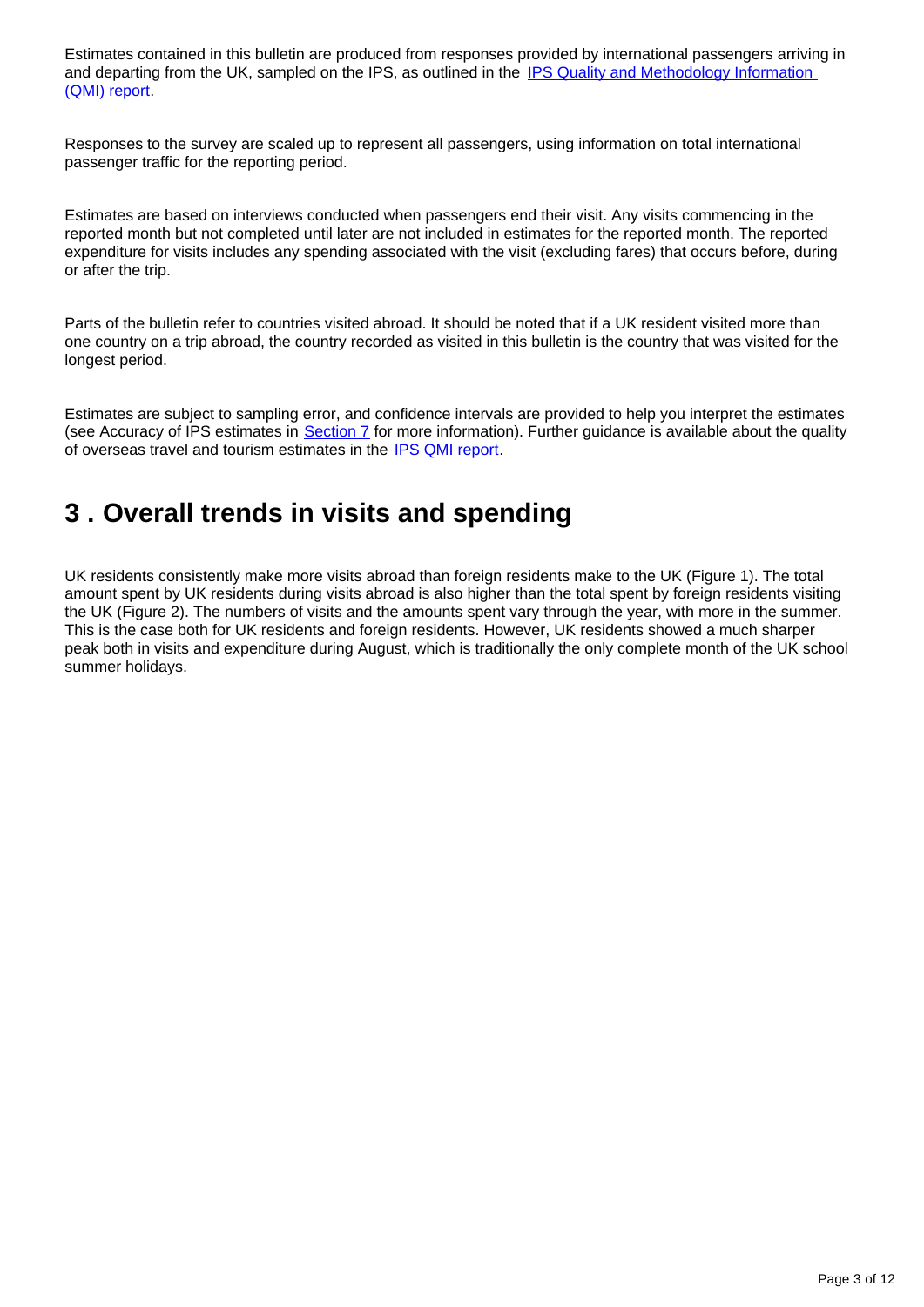Estimates contained in this bulletin are produced from responses provided by international passengers arriving in and departing from the UK, sampled on the IPS, as outlined in the [IPS Quality and Methodology Information (QMI) report](#).

Responses to the survey are scaled up to represent all passengers, using information on total international passenger traffic for the reporting period.

Estimates are based on interviews conducted when passengers end their visit. Any visits commencing in the reported month but not completed until later are not included in estimates for the reported month. The reported expenditure for visits includes any spending associated with the visit (excluding fares) that occurs before, during or after the trip.

Parts of the bulletin refer to countries visited abroad. It should be noted that if a UK resident visited more than one country on a trip abroad, the country recorded as visited in this bulletin is the country that was visited for the longest period.

Estimates are subject to sampling error, and confidence intervals are provided to help you interpret the estimates (see Accuracy of IPS estimates in [Section 7](#) for more information). Further guidance is available about the quality of overseas travel and tourism estimates in the [IPS QMI report](#).

## 3 . Overall trends in visits and spending

UK residents consistently make more visits abroad than foreign residents make to the UK (Figure 1). The total amount spent by UK residents during visits abroad is also higher than the total spent by foreign residents visiting the UK (Figure 2). The numbers of visits and the amounts spent vary through the year, with more in the summer. This is the case both for UK residents and foreign residents. However, UK residents showed a much sharper peak both in visits and expenditure during August, which is traditionally the only complete month of the UK school summer holidays.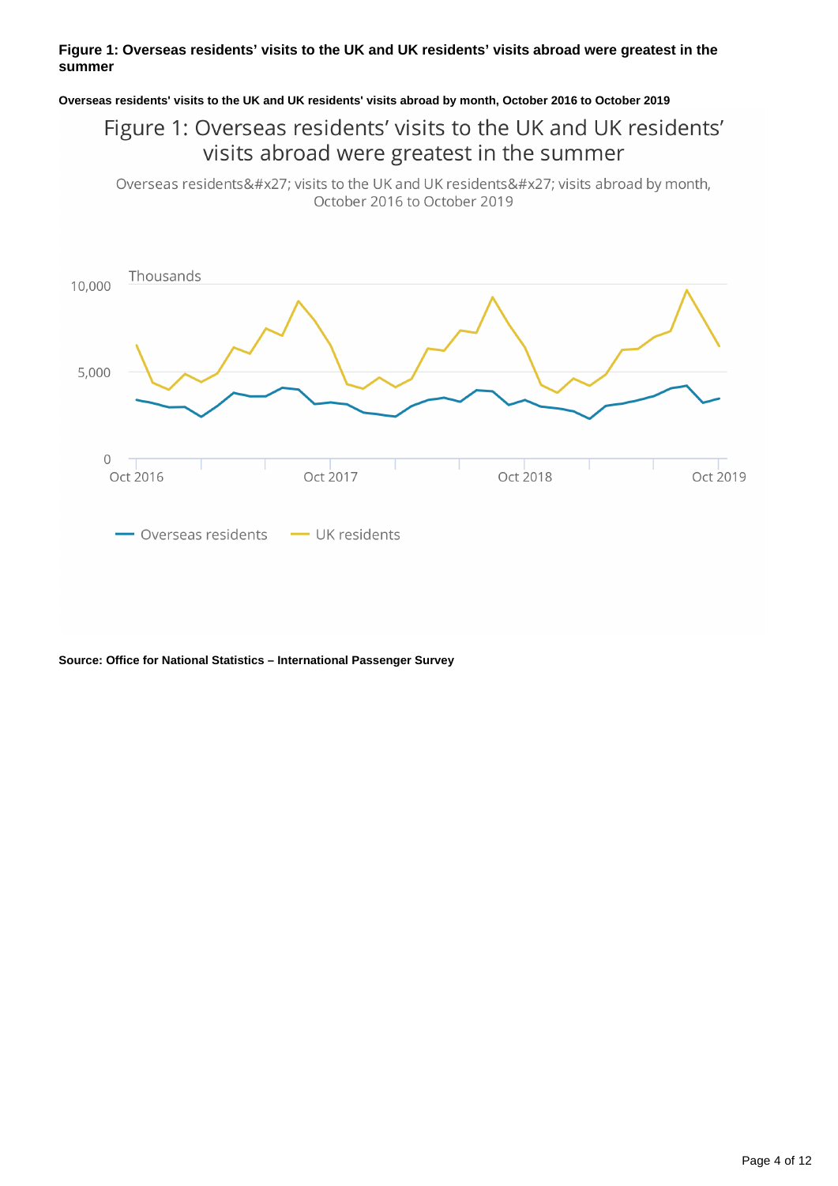**Figure 1: Overseas residents' visits to the UK and UK residents' visits abroad were greatest in the summer**

**Overseas residents' visits to the UK and UK residents' visits abroad by month, October 2016 to October 2019**

Figure 1: Overseas residents' visits to the UK and UK residents' visits abroad were greatest in the summer

Overseas residents&#x27; visits to the UK and UK residents&#x27; visits abroad by month, October 2016 to October 2019

Thousands

10,000

5,000

0

Oct 2016 Oct 2017 Oct 2018 Oct 2019

Overseas residents UK residents

**Source: Office for National Statistics – International Passenger Survey**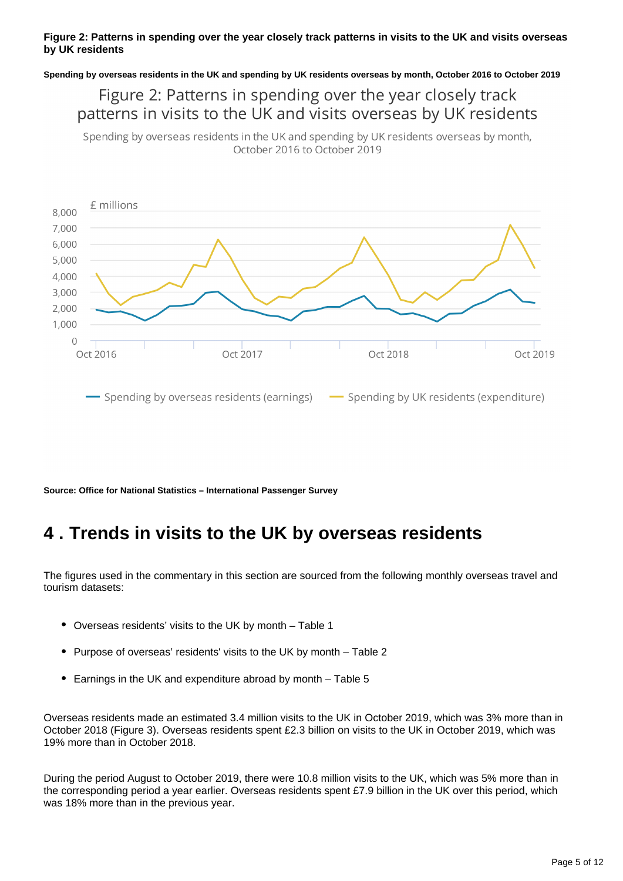**Figure 2: Patterns in spending over the year closely track patterns in visits to the UK and visits overseas by UK residents**

**Spending by overseas residents in the UK and spending by UK residents overseas by month, October 2016 to October 2019**

Figure 2: Patterns in spending over the year closely track patterns in visits to the UK and visits overseas by UK residents

Spending by overseas residents in the UK and spending by UK residents overseas by month, October 2016 to October 2019

£ millions

Spending by overseas residents (earnings) — Spending by UK residents (expenditure)

**Source: Office for National Statistics – International Passenger Survey**

# 4 . Trends in visits to the UK by overseas residents

The figures used in the commentary in this section are sourced from the following monthly overseas travel and tourism datasets:

- Overseas residents' visits to the UK by month – Table 1
- Purpose of overseas' residents' visits to the UK by month – Table 2
- Earnings in the UK and expenditure abroad by month – Table 5

Overseas residents made an estimated 3.4 million visits to the UK in October 2019, which was 3% more than in October 2018 (Figure 3). Overseas residents spent £2.3 billion on visits to the UK in October 2019, which was 19% more than in October 2018.

During the period August to October 2019, there were 10.8 million visits to the UK, which was 5% more than in the corresponding period a year earlier. Overseas residents spent £7.9 billion in the UK over this period, which was 18% more than in the previous year.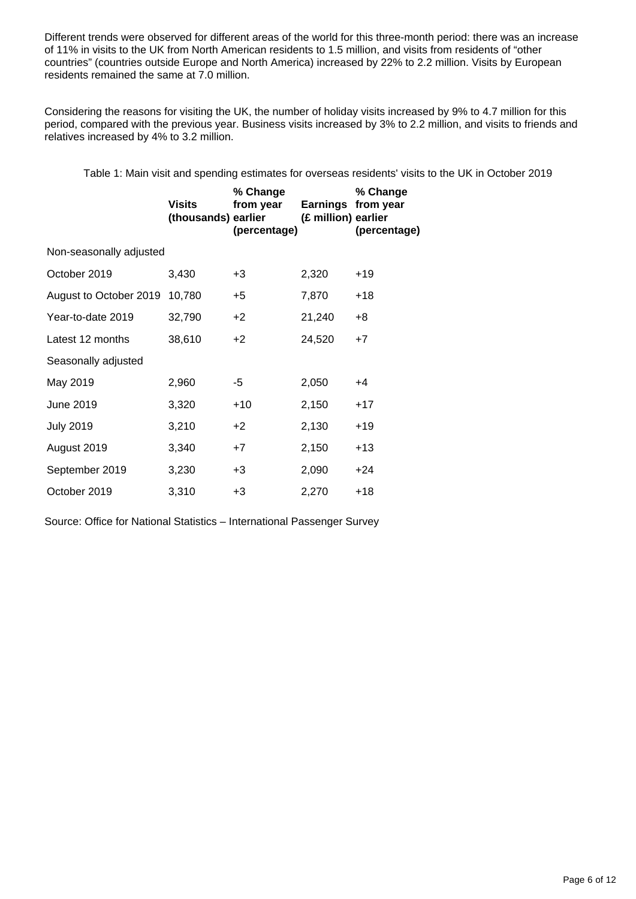Different trends were observed for different areas of the world for this three-month period: there was an increase of 11% in visits to the UK from North American residents to 1.5 million, and visits from residents of “other countries” (countries outside Europe and North America) increased by 22% to 2.2 million. Visits by European residents remained the same at 7.0 million.

Considering the reasons for visiting the UK, the number of holiday visits increased by 9% to 4.7 million for this period, compared with the previous year. Business visits increased by 3% to 2.2 million, and visits to friends and relatives increased by 4% to 3.2 million.

Table 1: Main visit and spending estimates for overseas residents' visits to the UK in October 2019

| | **Visits (thousands)** | **% Change from year earlier (percentage)** | **Earnings (£ million)** | **% Change from year earlier (percentage)** |
|---|---|---|---|---|
| Non-seasonally adjusted | | | | |
| October 2019 | 3,430 | +3 | 2,320 | +19 |
| August to October 2019 | 10,780 | +5 | 7,870 | +18 |
| Year-to-date 2019 | 32,790 | +2 | 21,240 | +8 |
| Latest 12 months | 38,610 | +2 | 24,520 | +7 |
| Seasonally adjusted | | | | |
| May 2019 | 2,960 | -5 | 2,050 | +4 |
| June 2019 | 3,320 | +10 | 2,150 | +17 |
| July 2019 | 3,210 | +2 | 2,130 | +19 |
| August 2019 | 3,340 | +7 | 2,150 | +13 |
| September 2019 | 3,230 | +3 | 2,090 | +24 |
| October 2019 | 3,310 | +3 | 2,270 | +18 |

Source: Office for National Statistics – International Passenger Survey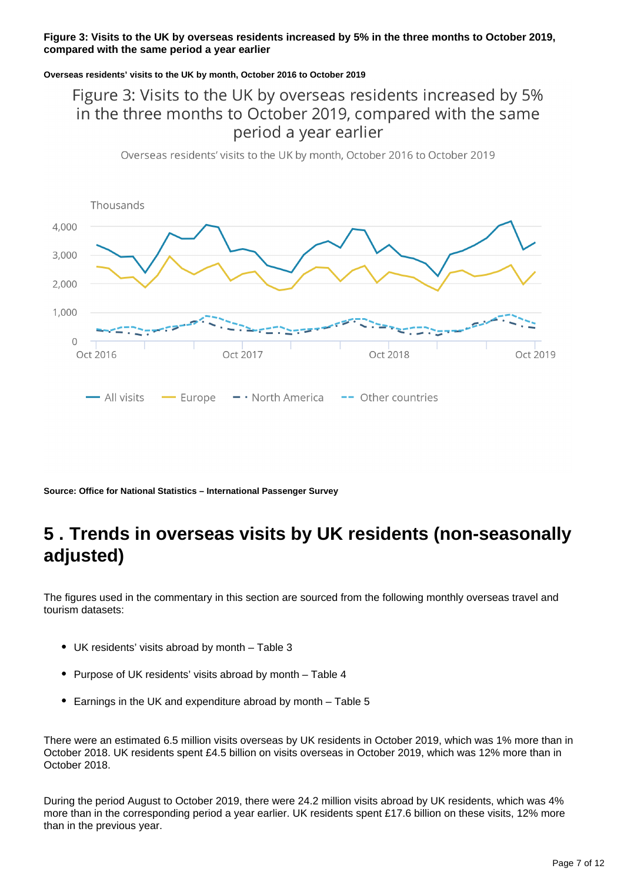**Figure 3: Visits to the UK by overseas residents increased by 5% in the three months to October 2019, compared with the same period a year earlier**

**Overseas residents' visits to the UK by month, October 2016 to October 2019**

**Source: Office for National Statistics – International Passenger Survey**

# 5 . Trends in overseas visits by UK residents (non-seasonally adjusted)

The figures used in the commentary in this section are sourced from the following monthly overseas travel and tourism datasets:

- UK residents' visits abroad by month – Table 3
- Purpose of UK residents' visits abroad by month – Table 4
- Earnings in the UK and expenditure abroad by month – Table 5

There were an estimated 6.5 million visits overseas by UK residents in October 2019, which was 1% more than in October 2018. UK residents spent £4.5 billion on visits overseas in October 2019, which was 12% more than in October 2018.

During the period August to October 2019, there were 24.2 million visits abroad by UK residents, which was 4% more than in the corresponding period a year earlier. UK residents spent £17.6 billion on these visits, 12% more than in the previous year.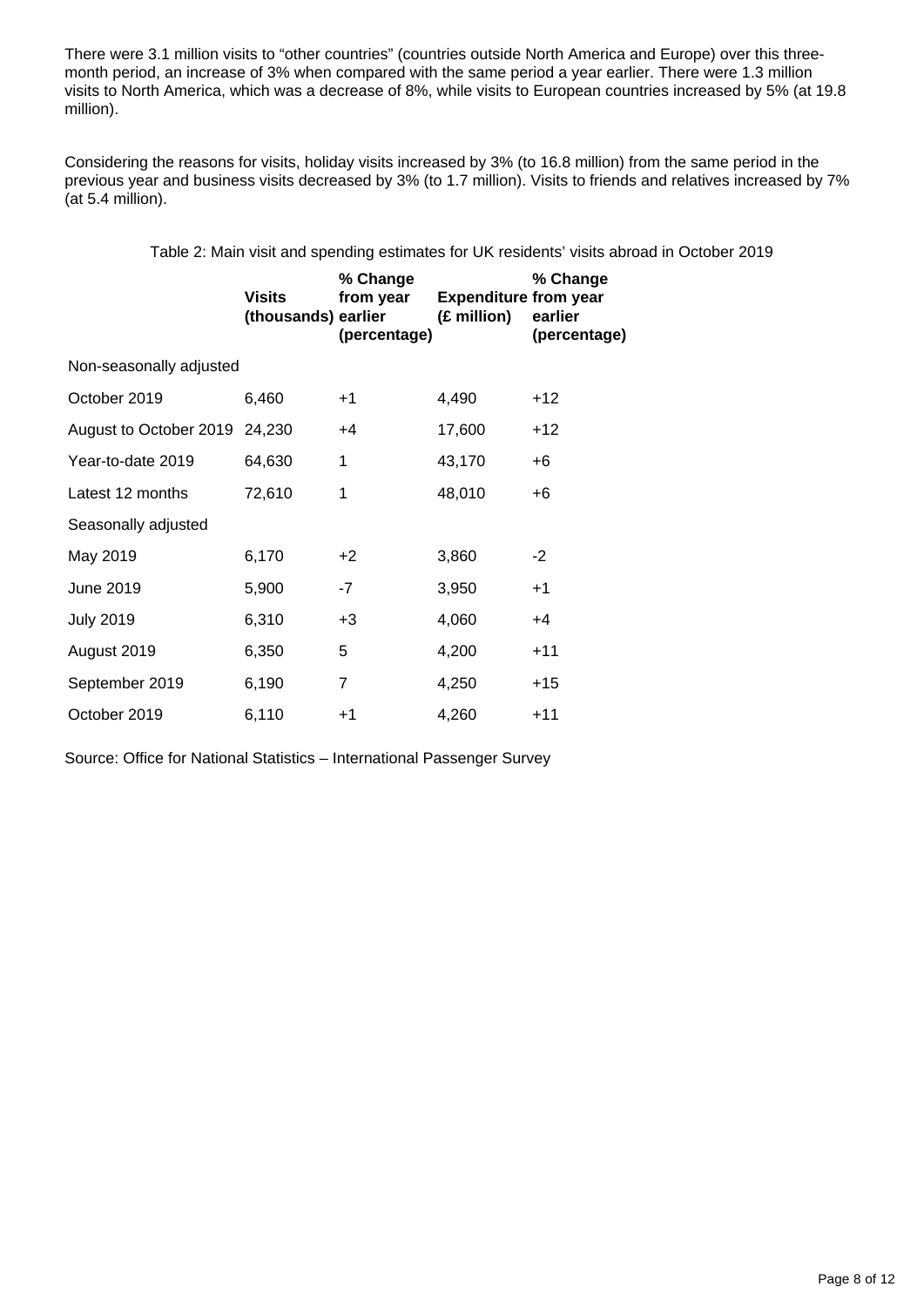There were 3.1 million visits to “other countries” (countries outside North America and Europe) over this three-month period, an increase of 3% when compared with the same period a year earlier. There were 1.3 million visits to North America, which was a decrease of 8%, while visits to European countries increased by 5% (at 19.8 million).

Considering the reasons for visits, holiday visits increased by 3% (to 16.8 million) from the same period in the previous year and business visits decreased by 3% (to 1.7 million). Visits to friends and relatives increased by 7% (at 5.4 million).

Table 2: Main visit and spending estimates for UK residents’ visits abroad in October 2019

| | Visits (thousands) | % Change from year earlier (percentage) | Expenditure (£ million) | % Change from year earlier (percentage) |
|---|---|---|---|---|
| Non-seasonally adjusted | | | | |
| October 2019 | 6,460 | +1 | 4,490 | +12 |
| August to October 2019 | 24,230 | +4 | 17,600 | +12 |
| Year-to-date 2019 | 64,630 | 1 | 43,170 | +6 |
| Latest 12 months | 72,610 | 1 | 48,010 | +6 |
| Seasonally adjusted | | | | |
| May 2019 | 6,170 | +2 | 3,860 | -2 |
| June 2019 | 5,900 | -7 | 3,950 | +1 |
| July 2019 | 6,310 | +3 | 4,060 | +4 |
| August 2019 | 6,350 | 5 | 4,200 | +11 |
| September 2019 | 6,190 | 7 | 4,250 | +15 |
| October 2019 | 6,110 | +1 | 4,260 | +11 |

Source: Office for National Statistics – International Passenger Survey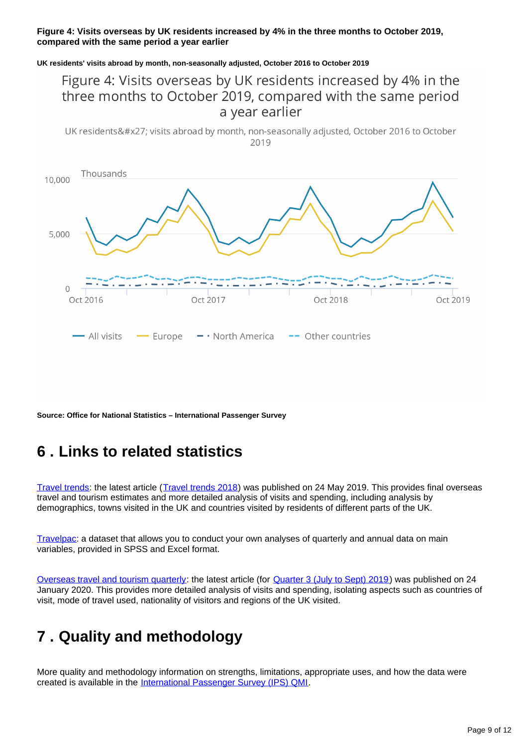**Figure 4: Visits overseas by UK residents increased by 4% in the three months to October 2019, compared with the same period a year earlier**

**UK residents' visits abroad by month, non-seasonally adjusted, October 2016 to October 2019**

**Source: Office for National Statistics – International Passenger Survey**

## 6 . Links to related statistics

Travel trends: the latest article (Travel trends 2018) was published on 24 May 2019. This provides final overseas travel and tourism estimates and more detailed analysis of visits and spending, including analysis by demographics, towns visited in the UK and countries visited by residents of different parts of the UK.

Travelpac: a dataset that allows you to conduct your own analyses of quarterly and annual data on main variables, provided in SPSS and Excel format.

Overseas travel and tourism quarterly: the latest article (for Quarter 3 (July to Sept) 2019) was published on 24 January 2020. This provides more detailed analysis of visits and spending, isolating aspects such as countries of visit, mode of travel used, nationality of visitors and regions of the UK visited.

## 7 . Quality and methodology

More quality and methodology information on strengths, limitations, appropriate uses, and how the data were created is available in the International Passenger Survey (IPS) QMI.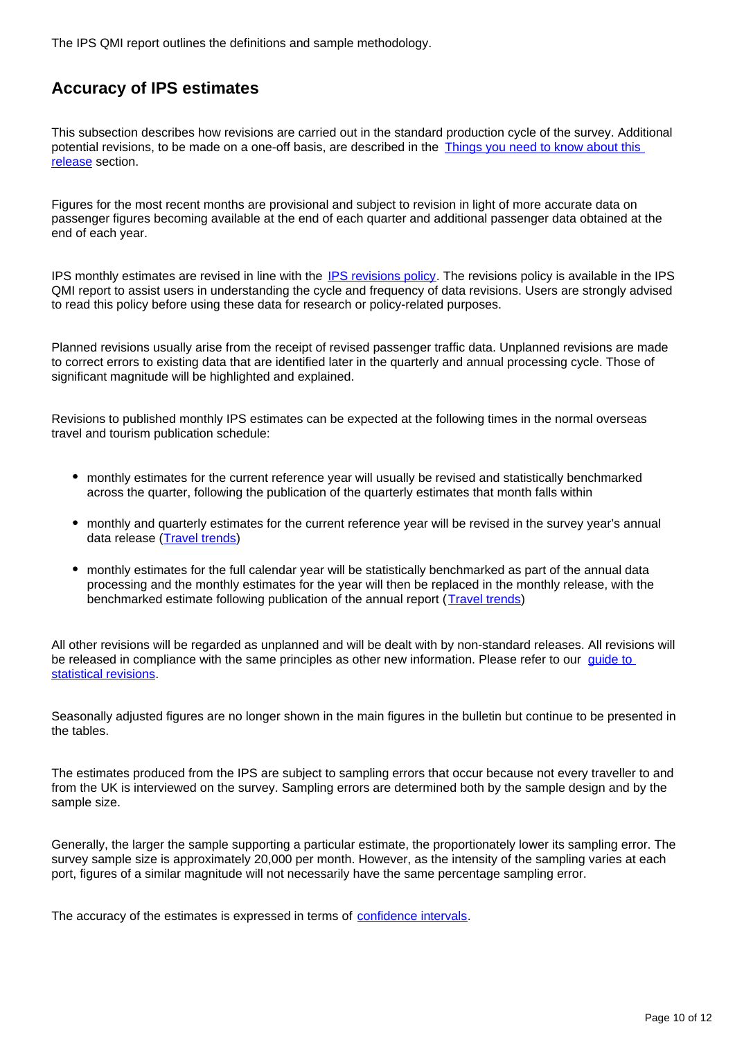The IPS QMI report outlines the definitions and sample methodology.

## Accuracy of IPS estimates

This subsection describes how revisions are carried out in the standard production cycle of the survey. Additional potential revisions, to be made on a one-off basis, are described in the Things you need to know about this release section.

Figures for the most recent months are provisional and subject to revision in light of more accurate data on passenger figures becoming available at the end of each quarter and additional passenger data obtained at the end of each year.

IPS monthly estimates are revised in line with the IPS revisions policy. The revisions policy is available in the IPS QMI report to assist users in understanding the cycle and frequency of data revisions. Users are strongly advised to read this policy before using these data for research or policy-related purposes.

Planned revisions usually arise from the receipt of revised passenger traffic data. Unplanned revisions are made to correct errors to existing data that are identified later in the quarterly and annual processing cycle. Those of significant magnitude will be highlighted and explained.

Revisions to published monthly IPS estimates can be expected at the following times in the normal overseas travel and tourism publication schedule:

- monthly estimates for the current reference year will usually be revised and statistically benchmarked across the quarter, following the publication of the quarterly estimates that month falls within
- monthly and quarterly estimates for the current reference year will be revised in the survey year's annual data release (Travel trends)
- monthly estimates for the full calendar year will be statistically benchmarked as part of the annual data processing and the monthly estimates for the year will then be replaced in the monthly release, with the benchmarked estimate following publication of the annual report (Travel trends)

All other revisions will be regarded as unplanned and will be dealt with by non-standard releases. All revisions will be released in compliance with the same principles as other new information. Please refer to our guide to statistical revisions.

Seasonally adjusted figures are no longer shown in the main figures in the bulletin but continue to be presented in the tables.

The estimates produced from the IPS are subject to sampling errors that occur because not every traveller to and from the UK is interviewed on the survey. Sampling errors are determined both by the sample design and by the sample size.

Generally, the larger the sample supporting a particular estimate, the proportionately lower its sampling error. The survey sample size is approximately 20,000 per month. However, as the intensity of the sampling varies at each port, figures of a similar magnitude will not necessarily have the same percentage sampling error.

The accuracy of the estimates is expressed in terms of confidence intervals.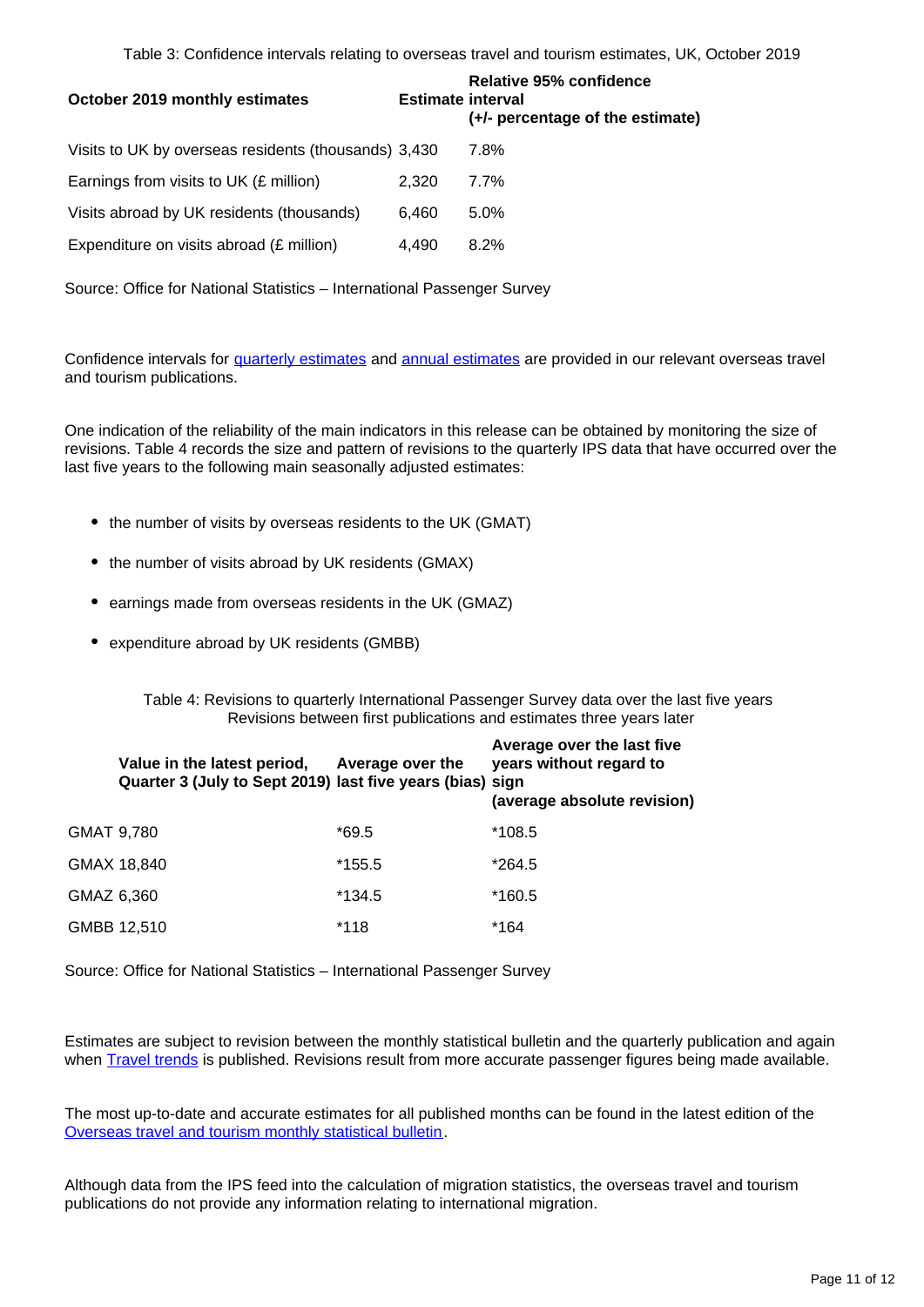Table 3: Confidence intervals relating to overseas travel and tourism estimates, UK, October 2019

| October 2019 monthly estimates | Estimate | Relative 95% confidence interval (+/- percentage of the estimate) |
|---|---|---|
| Visits to UK by overseas residents (thousands) | 3,430 | 7.8% |
| Earnings from visits to UK (£ million) | 2,320 | 7.7% |
| Visits abroad by UK residents (thousands) | 6,460 | 5.0% |
| Expenditure on visits abroad (£ million) | 4,490 | 8.2% |

Source: Office for National Statistics – International Passenger Survey

Confidence intervals for quarterly estimates and annual estimates are provided in our relevant overseas travel and tourism publications.

One indication of the reliability of the main indicators in this release can be obtained by monitoring the size of revisions. Table 4 records the size and pattern of revisions to the quarterly IPS data that have occurred over the last five years to the following main seasonally adjusted estimates:

- the number of visits by overseas residents to the UK (GMAT)
- the number of visits abroad by UK residents (GMAX)
- earnings made from overseas residents in the UK (GMAZ)
- expenditure abroad by UK residents (GMBB)

Table 4: Revisions to quarterly International Passenger Survey data over the last five years
Revisions between first publications and estimates three years later

| | Value in the latest period, Quarter 3 (July to Sept 2019) | Average over the last five years (bias) | Average over the last five years without regard to sign (average absolute revision) |
|---|---|---|---|
| GMAT | 9,780 | *69.5 | *108.5 |
| GMAX | 18,840 | *155.5 | *264.5 |
| GMAZ | 6,360 | *134.5 | *160.5 |
| GMBB | 12,510 | *118 | *164 |

Source: Office for National Statistics – International Passenger Survey

Estimates are subject to revision between the monthly statistical bulletin and the quarterly publication and again when Travel trends is published. Revisions result from more accurate passenger figures being made available.

The most up-to-date and accurate estimates for all published months can be found in the latest edition of the Overseas travel and tourism monthly statistical bulletin.

Although data from the IPS feed into the calculation of migration statistics, the overseas travel and tourism publications do not provide any information relating to international migration.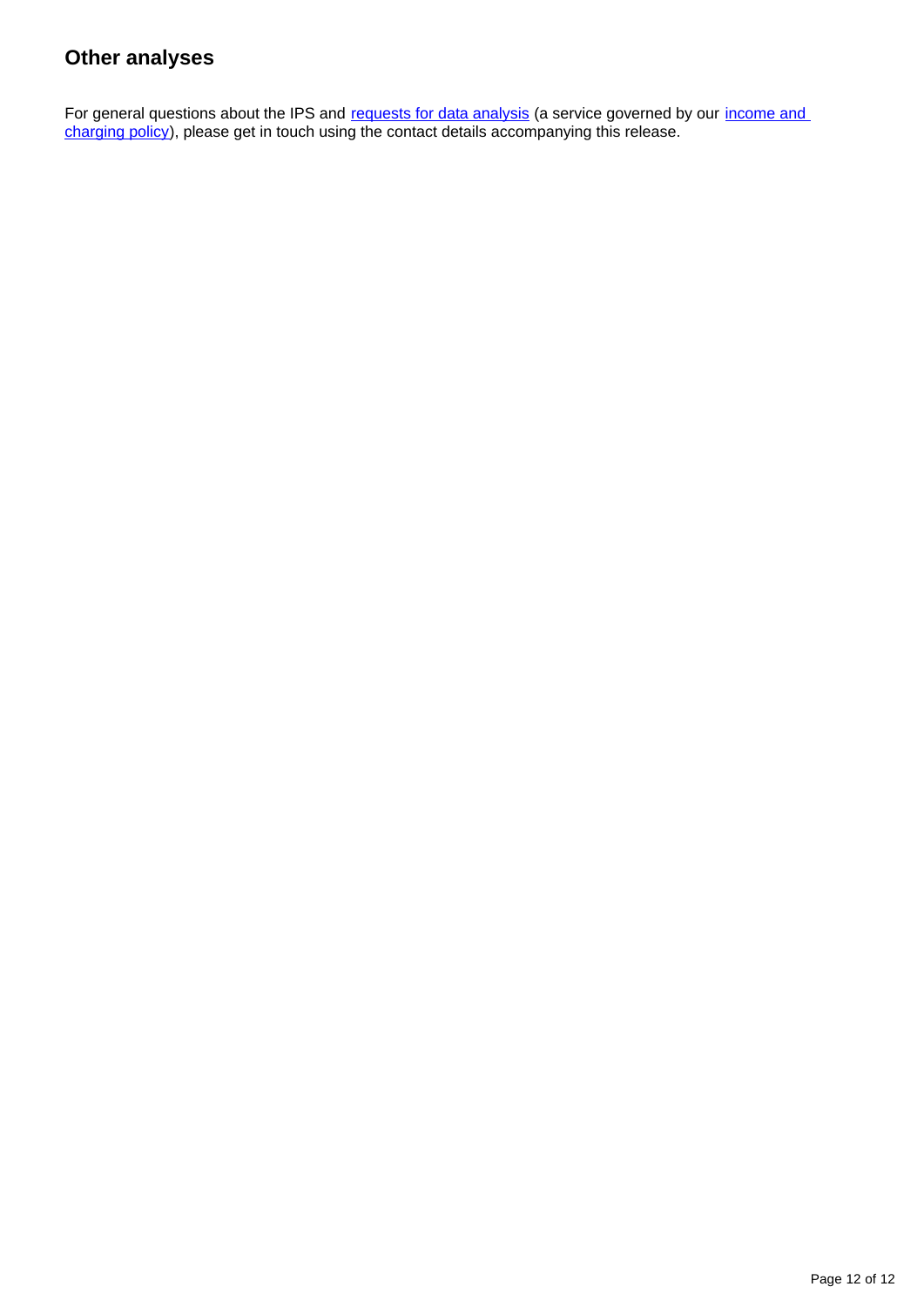## Other analyses

For general questions about the IPS and [requests for data analysis](#) (a service governed by our [income and charging policy](#)), please get in touch using the contact details accompanying this release.